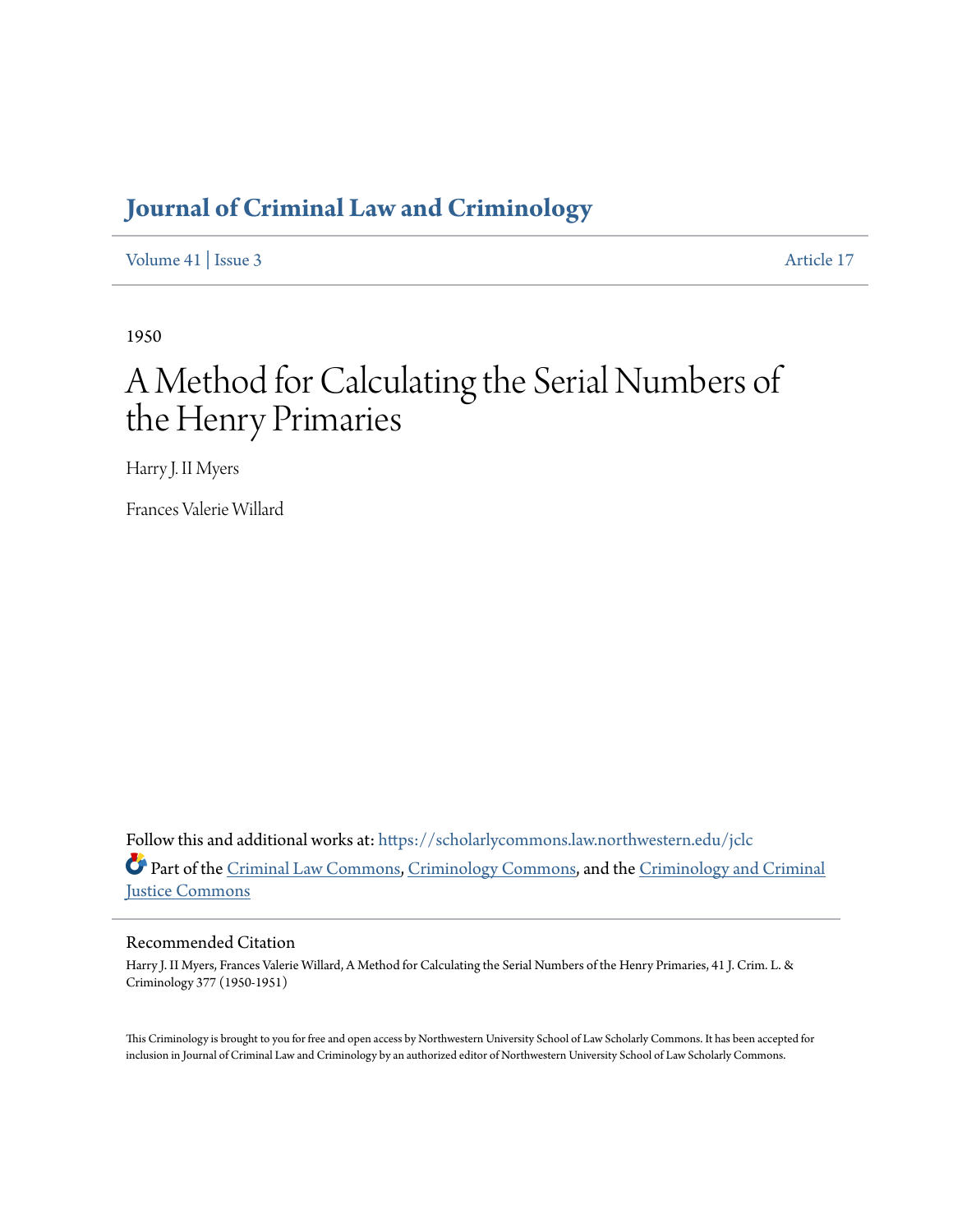# Journal of Criminal Law and Criminology

Volume 41 | Issue 3 Article 17

1950

# A Method for Calculating the Serial Numbers of the Henry Primaries

Harry J. II Myers

Frances Valerie Willard

Follow this and additional works at: https://scholarlycommons.law.northwestern.edu/jclc

Part of the Criminal Law Commons, Criminology Commons, and the Criminology and Criminal Justice Commons

## Recommended Citation

Harry J. II Myers, Frances Valerie Willard, A Method for Calculating the Serial Numbers of the Henry Primaries, 41 J. Crim. L. & Criminology 377 (1950-1951)

This Criminology is brought to you for free and open access by Northwestern University School of Law Scholarly Commons. It has been accepted for inclusion in Journal of Criminal Law and Criminology by an authorized editor of Northwestern University School of Law Scholarly Commons.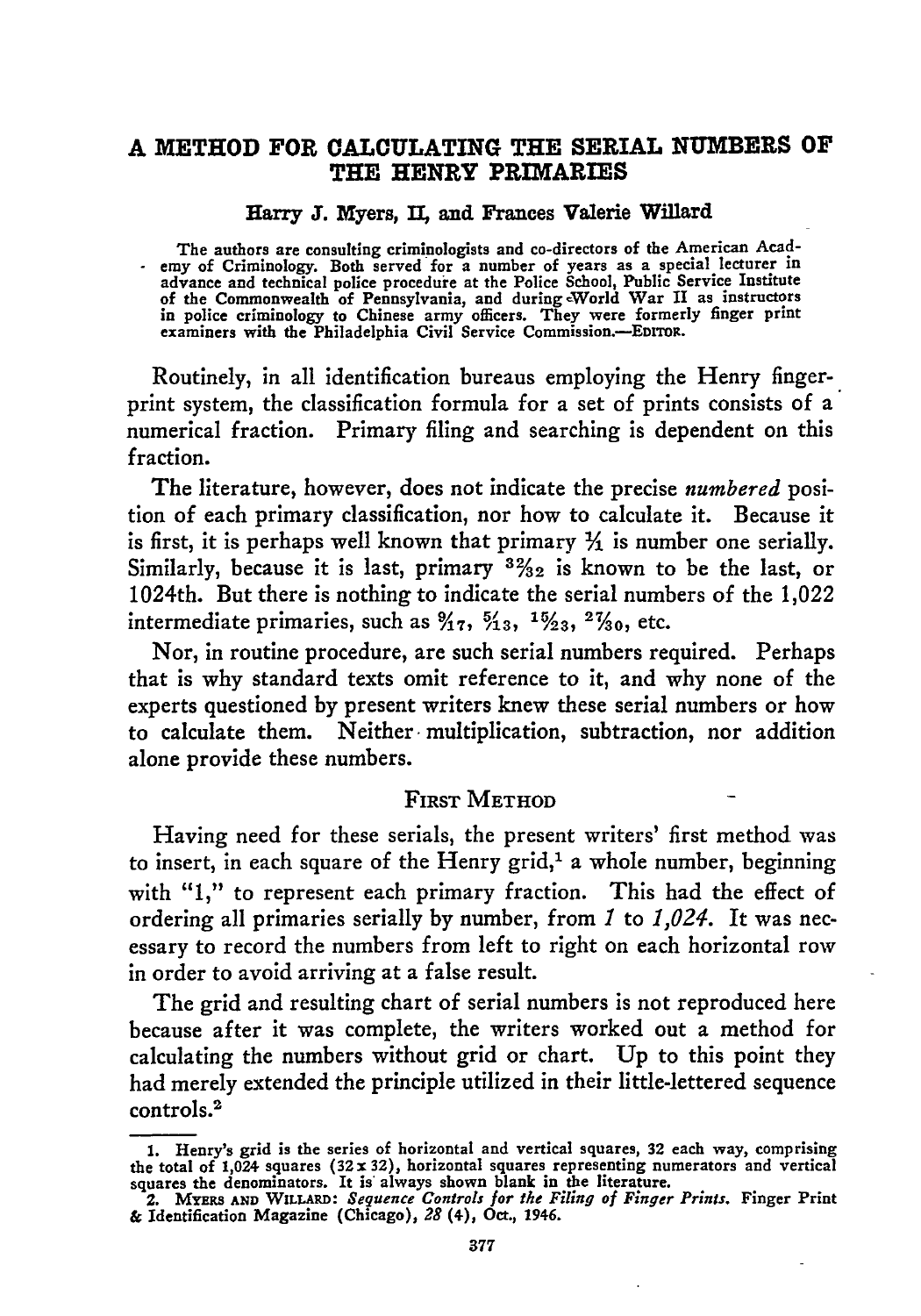## A METHOD FOR CALCULATING THE SERIAL NUMBERS OF THE HENRY PRIMARIES

**Harry J. Myers, II, and Frances Valerie Willard**

The authors are consulting criminologists and co-directors of the American Academy of Criminology. Both served for a number of years as a special lecturer in advance and technical police procedure at the Police School, Public Service Institute of the Commonwealth of Pennsylvania, and during World War II as instructors in police criminology to Chinese army officers. They were formerly finger print examiners with the Philadelphia Civil Service Commission.—EDITOR.

Routinely, in all identification bureaus employing the Henry fingerprint system, the classification formula for a set of prints consists of a numerical fraction. Primary filing and searching is dependent on this fraction.

The literature, however, does not indicate the precise *numbered* position of each primary classification, nor how to calculate it. Because it is first, it is perhaps well known that primary $\frac{1}{1}$ is number one serially. Similarly, because it is last, primary $\frac{32}{32}$ is known to be the last, or 1024th. But there is nothing to indicate the serial numbers of the 1,022 intermediate primaries, such as $\frac{9}{17}$, $\frac{5}{13}$, $\frac{15}{23}$, $\frac{27}{30}$, etc.

Nor, in routine procedure, are such serial numbers required. Perhaps that is why standard texts omit reference to it, and why none of the experts questioned by present writers knew these serial numbers or how to calculate them. Neither multiplication, subtraction, nor addition alone provide these numbers.

### FIRST METHOD

Having need for these serials, the present writers' first method was to insert, in each square of the Henry grid,[1] a whole number, beginning with "1," to represent each primary fraction. This had the effect of ordering all primaries serially by number, from *1* to *1,024*. It was necessary to record the numbers from left to right on each horizontal row in order to avoid arriving at a false result.

The grid and resulting chart of serial numbers is not reproduced here because after it was complete, the writers worked out a method for calculating the numbers without grid or chart. Up to this point they had merely extended the principle utilized in their little-lettered sequence controls.[2]

---

1. Henry's grid is the series of horizontal and vertical squares, 32 each way, comprising the total of 1,024 squares (32 x 32), horizontal squares representing numerators and vertical squares the denominators. It is always shown blank in the literature.

2. MYERS AND WILLARD: *Sequence Controls for the Filing of Finger Prints.* Finger Print & Identification Magazine (Chicago), *28* (4), Oct., 1946.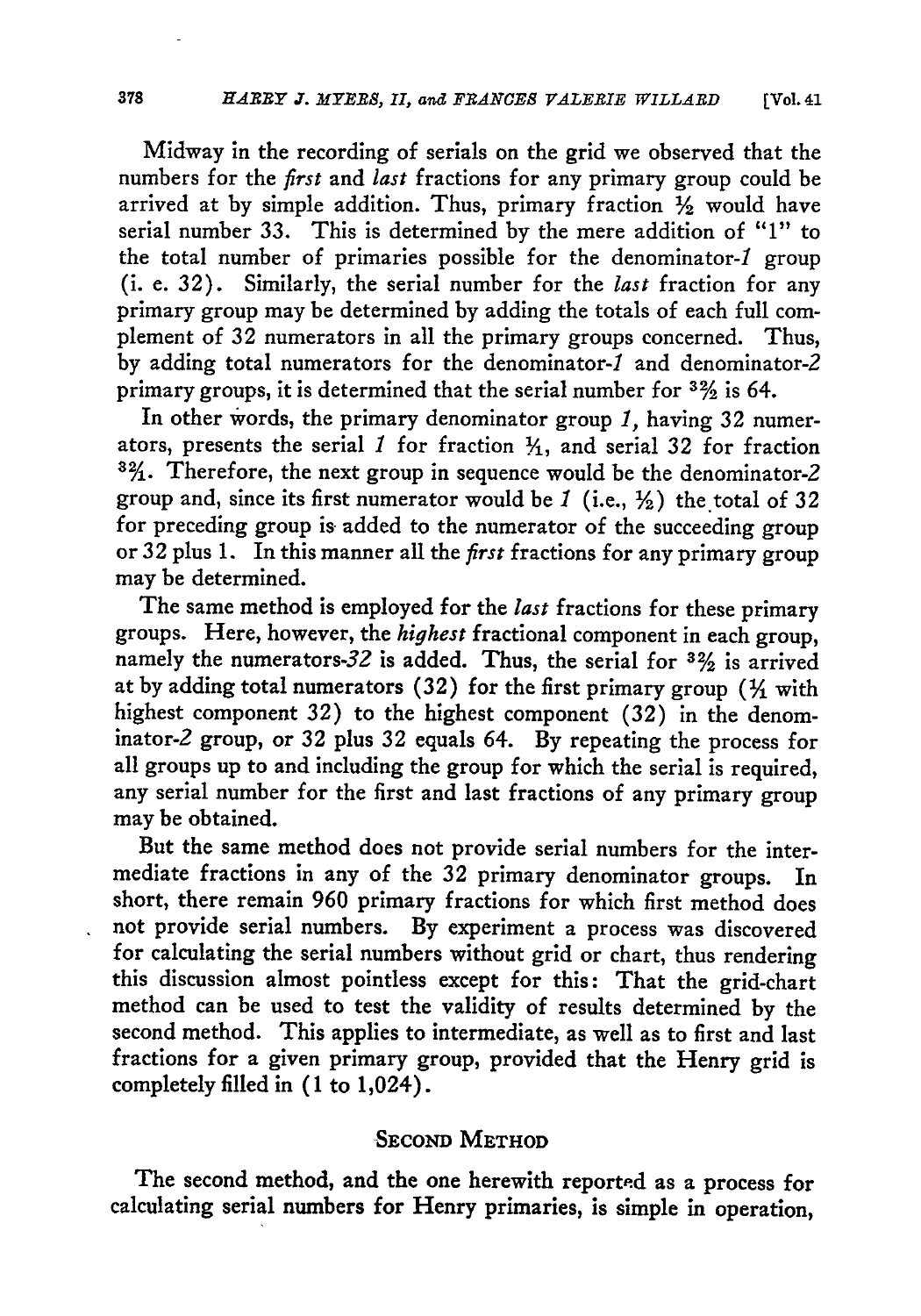Midway in the recording of serials on the grid we observed that the numbers for the *first* and *last* fractions for any primary group could be arrived at by simple addition. Thus, primary fraction $\frac{1}{2}$ would have serial number 33. This is determined by the mere addition of "1" to the total number of primaries possible for the denominator-*1* group (i. e. 32). Similarly, the serial number for the *last* fraction for any primary group may be determined by adding the totals of each full complement of 32 numerators in all the primary groups concerned. Thus, by adding total numerators for the denominator-*1* and denominator-*2* primary groups, it is determined that the serial number for $\frac{32}{2}$ is 64.

In other words, the primary denominator group *1*, having 32 numerators, presents the serial *1* for fraction $\frac{1}{1}$, and serial 32 for fraction $\frac{32}{1}$. Therefore, the next group in sequence would be the denominator-*2* group and, since its first numerator would be *1* (i.e., $\frac{1}{2}$) the total of 32 for preceding group is added to the numerator of the succeeding group or 32 plus 1. In this manner all the *first* fractions for any primary group may be determined.

The same method is employed for the *last* fractions for these primary groups. Here, however, the *highest* fractional component in each group, namely the numerators-*32* is added. Thus, the serial for $\frac{32}{2}$ is arrived at by adding total numerators (32) for the first primary group ($\frac{1}{1}$ with highest component 32) to the highest component (32) in the denominator-*2* group, or 32 plus 32 equals 64. By repeating the process for all groups up to and including the group for which the serial is required, any serial number for the first and last fractions of any primary group may be obtained.

But the same method does not provide serial numbers for the intermediate fractions in any of the 32 primary denominator groups. In short, there remain 960 primary fractions for which first method does not provide serial numbers. By experiment a process was discovered for calculating the serial numbers without grid or chart, thus rendering this discussion almost pointless except for this: That the grid-chart method can be used to test the validity of results determined by the second method. This applies to intermediate, as well as to first and last fractions for a given primary group, provided that the Henry grid is completely filled in (1 to 1,024).

## Second Method

The second method, and the one herewith reported as a process for calculating serial numbers for Henry primaries, is simple in operation,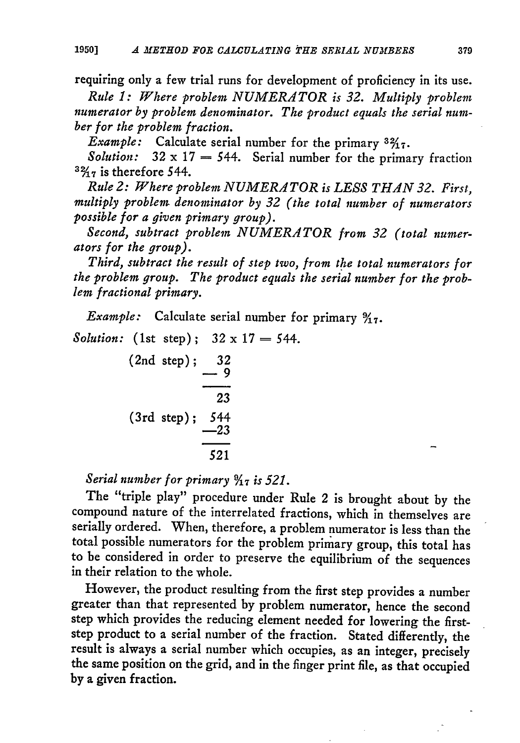requiring only a few trial runs for development of proficiency in its use.

*Rule 1: Where problem NUMERATOR is 32. Multiply problem numerator by problem denominator. The product equals the serial number for the problem fraction.*

*Example:* Calculate serial number for the primary $\frac{32}{17}$.

*Solution:* $32 \times 17 = 544$. Serial number for the primary fraction $\frac{32}{17}$ is therefore 544.

*Rule 2: Where problem NUMERATOR is LESS THAN 32. First, multiply problem denominator by 32 (the total number of numerators possible for a given primary group).*

*Second, subtract problem NUMERATOR from 32 (total numerators for the group).*

*Third, subtract the result of step two, from the total numerators for the problem group. The product equals the serial number for the problem fractional primary.*

*Example:* Calculate serial number for primary $\frac{9}{17}$.

*Solution:* (1st step); $32 \times 17 = 544$.

(2nd step);

$$\begin{array}{r} 32 \\ -\ 9 \\ \hline 23 \end{array}$$

(3rd step);

$$\begin{array}{r} 544 \\ -23 \\ \hline 521 \end{array}$$

*Serial number for primary $\frac{9}{17}$ is 521.*

The "triple play" procedure under Rule 2 is brought about by the compound nature of the interrelated fractions, which in themselves are serially ordered. When, therefore, a problem numerator is less than the total possible numerators for the problem primary group, this total has to be considered in order to preserve the equilibrium of the sequences in their relation to the whole.

However, the product resulting from the first step provides a number greater than that represented by problem numerator, hence the second step which provides the reducing element needed for lowering the first-step product to a serial number of the fraction. Stated differently, the result is always a serial number which occupies, as an integer, precisely the same position on the grid, and in the finger print file, as that occupied by a given fraction.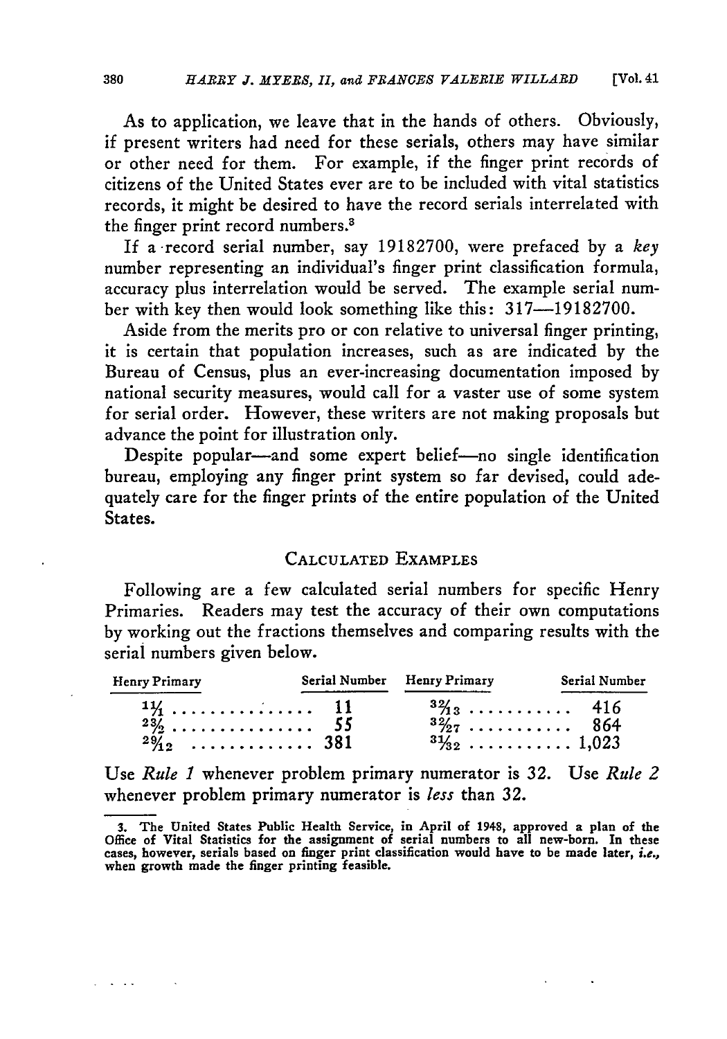As to application, we leave that in the hands of others. Obviously, if present writers had need for these serials, others may have similar or other need for them. For example, if the finger print records of citizens of the United States ever are to be included with vital statistics records, it might be desired to have the record serials interrelated with the finger print record numbers.[3]

If a record serial number, say 19182700, were prefaced by a *key* number representing an individual's finger print classification formula, accuracy plus interrelation would be served. The example serial number with key then would look something like this: 317—19182700.

Aside from the merits pro or con relative to universal finger printing, it is certain that population increases, such as are indicated by the Bureau of Census, plus an ever-increasing documentation imposed by national security measures, would call for a vaster use of some system for serial order. However, these writers are not making proposals but advance the point for illustration only.

Despite popular—and some expert belief—no single identification bureau, employing any finger print system so far devised, could adequately care for the finger prints of the entire population of the United States.

## Calculated Examples

Following are a few calculated serial numbers for specific Henry Primaries. Readers may test the accuracy of their own computations by working out the fractions themselves and comparing results with the serial numbers given below.

| Henry Primary | Serial Number | Henry Primary | Serial Number |
|---|---|---|---|
| $^{1}1/_{1}$ | 11 | $^{32}/_{13}$ | 416 |
| $^{23}/_{2}$ | 55 | $^{32}/_{27}$ | 864 |
| $^{29}/_{12}$ | 381 | $^{31}/_{32}$ | 1,023 |

Use *Rule 1* whenever problem primary numerator is 32. Use *Rule 2* whenever problem primary numerator is *less* than 32.

---

3. The United States Public Health Service, in April of 1948, approved a plan of the Office of Vital Statistics for the assignment of serial numbers to all new-born. In these cases, however, serials based on finger print classification would have to be made later, *i.e.*, when growth made the finger printing feasible.